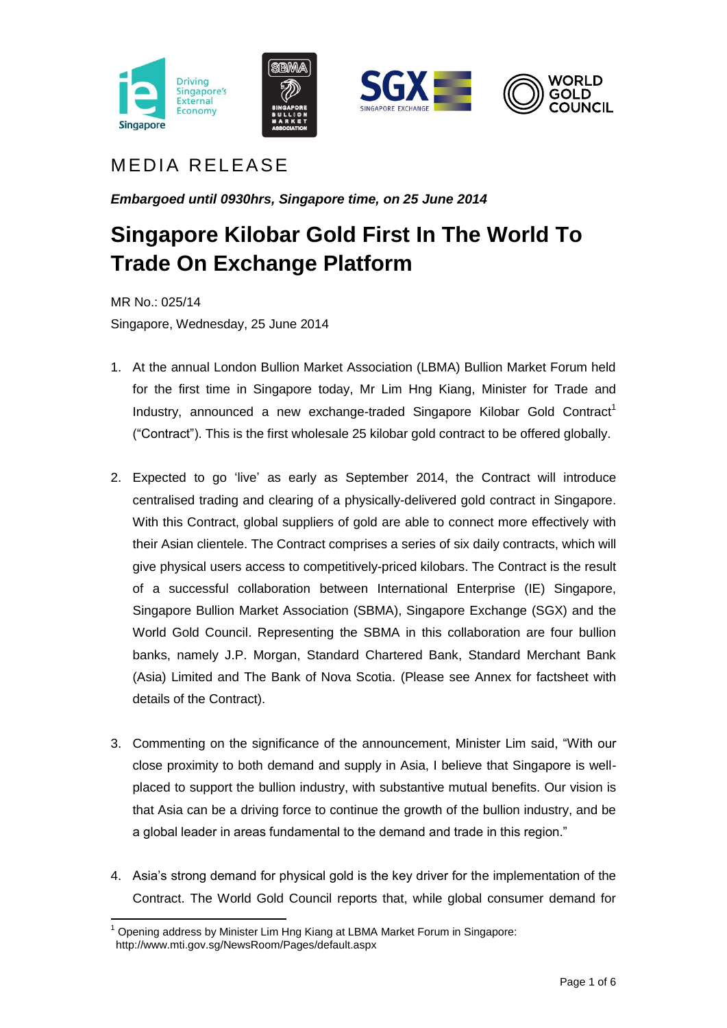MEDIA RELEASE

***Embargoed until 0930hrs, Singapore time, on 25 June 2014***

# Singapore Kilobar Gold First In The World To Trade On Exchange Platform

MR No.: 025/14

Singapore, Wednesday, 25 June 2014

1. At the annual London Bullion Market Association (LBMA) Bullion Market Forum held for the first time in Singapore today, Mr Lim Hng Kiang, Minister for Trade and Industry, announced a new exchange-traded Singapore Kilobar Gold Contract[1] ("Contract"). This is the first wholesale 25 kilobar gold contract to be offered globally.

2. Expected to go 'live' as early as September 2014, the Contract will introduce centralised trading and clearing of a physically-delivered gold contract in Singapore. With this Contract, global suppliers of gold are able to connect more effectively with their Asian clientele. The Contract comprises a series of six daily contracts, which will give physical users access to competitively-priced kilobars. The Contract is the result of a successful collaboration between International Enterprise (IE) Singapore, Singapore Bullion Market Association (SBMA), Singapore Exchange (SGX) and the World Gold Council. Representing the SBMA in this collaboration are four bullion banks, namely J.P. Morgan, Standard Chartered Bank, Standard Merchant Bank (Asia) Limited and The Bank of Nova Scotia. (Please see Annex for factsheet with details of the Contract).

3. Commenting on the significance of the announcement, Minister Lim said, "With our close proximity to both demand and supply in Asia, I believe that Singapore is well-placed to support the bullion industry, with substantive mutual benefits. Our vision is that Asia can be a driving force to continue the growth of the bullion industry, and be a global leader in areas fundamental to the demand and trade in this region."

4. Asia's strong demand for physical gold is the key driver for the implementation of the Contract. The World Gold Council reports that, while global consumer demand for

[1] Opening address by Minister Lim Hng Kiang at LBMA Market Forum in Singapore: http://www.mti.gov.sg/NewsRoom/Pages/default.aspx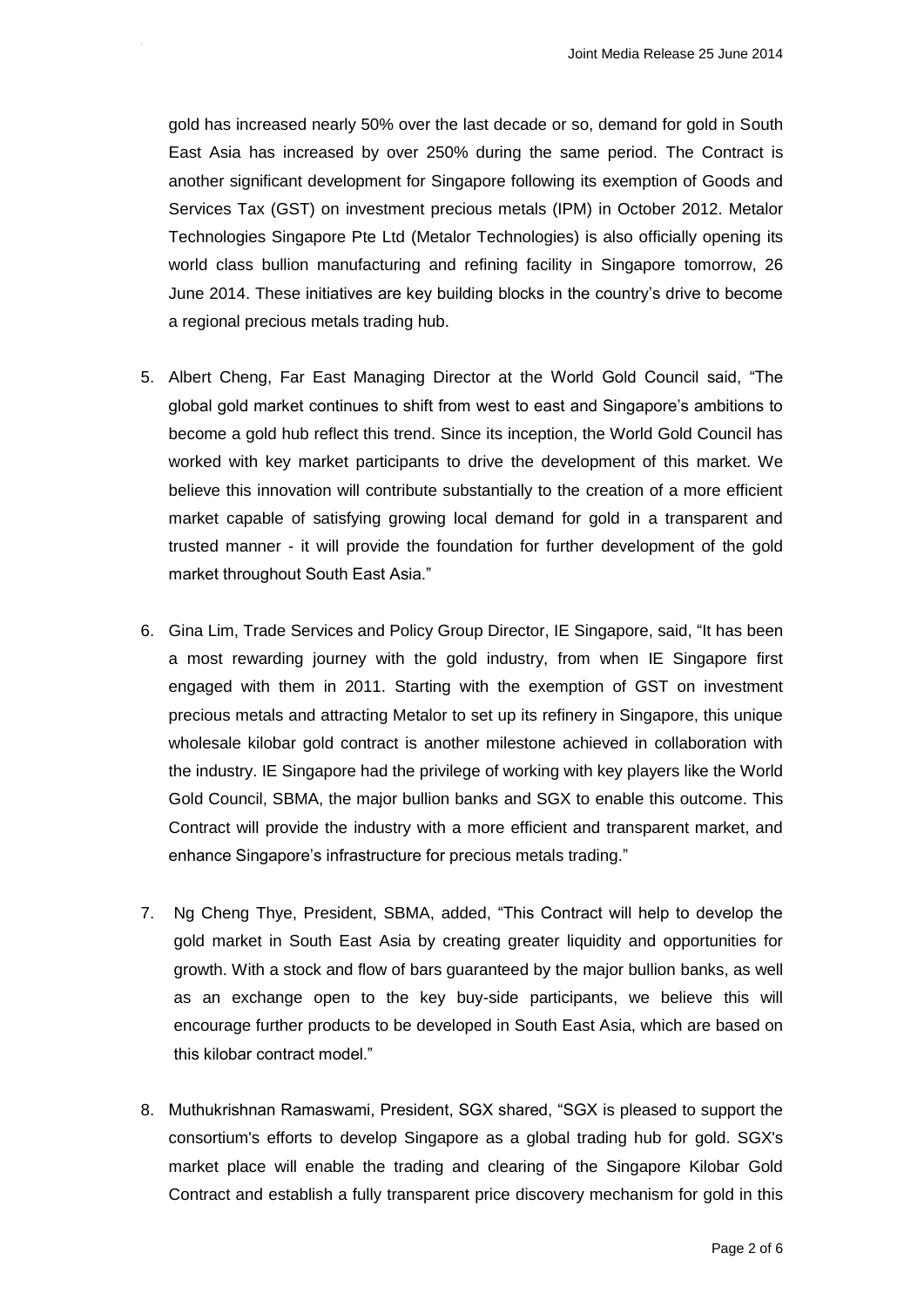gold has increased nearly 50% over the last decade or so, demand for gold in South East Asia has increased by over 250% during the same period. The Contract is another significant development for Singapore following its exemption of Goods and Services Tax (GST) on investment precious metals (IPM) in October 2012. Metalor Technologies Singapore Pte Ltd (Metalor Technologies) is also officially opening its world class bullion manufacturing and refining facility in Singapore tomorrow, 26 June 2014. These initiatives are key building blocks in the country's drive to become a regional precious metals trading hub.

5. Albert Cheng, Far East Managing Director at the World Gold Council said, "The global gold market continues to shift from west to east and Singapore's ambitions to become a gold hub reflect this trend. Since its inception, the World Gold Council has worked with key market participants to drive the development of this market. We believe this innovation will contribute substantially to the creation of a more efficient market capable of satisfying growing local demand for gold in a transparent and trusted manner - it will provide the foundation for further development of the gold market throughout South East Asia."

6. Gina Lim, Trade Services and Policy Group Director, IE Singapore, said, "It has been a most rewarding journey with the gold industry, from when IE Singapore first engaged with them in 2011. Starting with the exemption of GST on investment precious metals and attracting Metalor to set up its refinery in Singapore, this unique wholesale kilobar gold contract is another milestone achieved in collaboration with the industry. IE Singapore had the privilege of working with key players like the World Gold Council, SBMA, the major bullion banks and SGX to enable this outcome. This Contract will provide the industry with a more efficient and transparent market, and enhance Singapore's infrastructure for precious metals trading."

7. Ng Cheng Thye, President, SBMA, added, "This Contract will help to develop the gold market in South East Asia by creating greater liquidity and opportunities for growth. With a stock and flow of bars guaranteed by the major bullion banks, as well as an exchange open to the key buy-side participants, we believe this will encourage further products to be developed in South East Asia, which are based on this kilobar contract model."

8. Muthukrishnan Ramaswami, President, SGX shared, "SGX is pleased to support the consortium's efforts to develop Singapore as a global trading hub for gold. SGX's market place will enable the trading and clearing of the Singapore Kilobar Gold Contract and establish a fully transparent price discovery mechanism for gold in this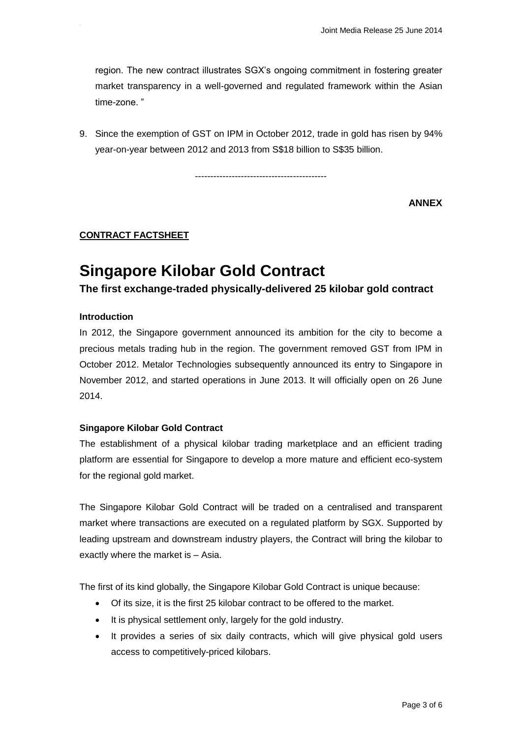region. The new contract illustrates SGX's ongoing commitment in fostering greater market transparency in a well-governed and regulated framework within the Asian time-zone. "

9. Since the exemption of GST on IPM in October 2012, trade in gold has risen by 94% year-on-year between 2012 and 2013 from S$18 billion to S$35 billion.

------------------------------------------

**ANNEX**

**CONTRACT FACTSHEET**

# Singapore Kilobar Gold Contract

## The first exchange-traded physically-delivered 25 kilobar gold contract

### Introduction

In 2012, the Singapore government announced its ambition for the city to become a precious metals trading hub in the region. The government removed GST from IPM in October 2012. Metalor Technologies subsequently announced its entry to Singapore in November 2012, and started operations in June 2013. It will officially open on 26 June 2014.

### Singapore Kilobar Gold Contract

The establishment of a physical kilobar trading marketplace and an efficient trading platform are essential for Singapore to develop a more mature and efficient eco-system for the regional gold market.

The Singapore Kilobar Gold Contract will be traded on a centralised and transparent market where transactions are executed on a regulated platform by SGX. Supported by leading upstream and downstream industry players, the Contract will bring the kilobar to exactly where the market is – Asia.

The first of its kind globally, the Singapore Kilobar Gold Contract is unique because:

- Of its size, it is the first 25 kilobar contract to be offered to the market.
- It is physical settlement only, largely for the gold industry.
- It provides a series of six daily contracts, which will give physical gold users access to competitively-priced kilobars.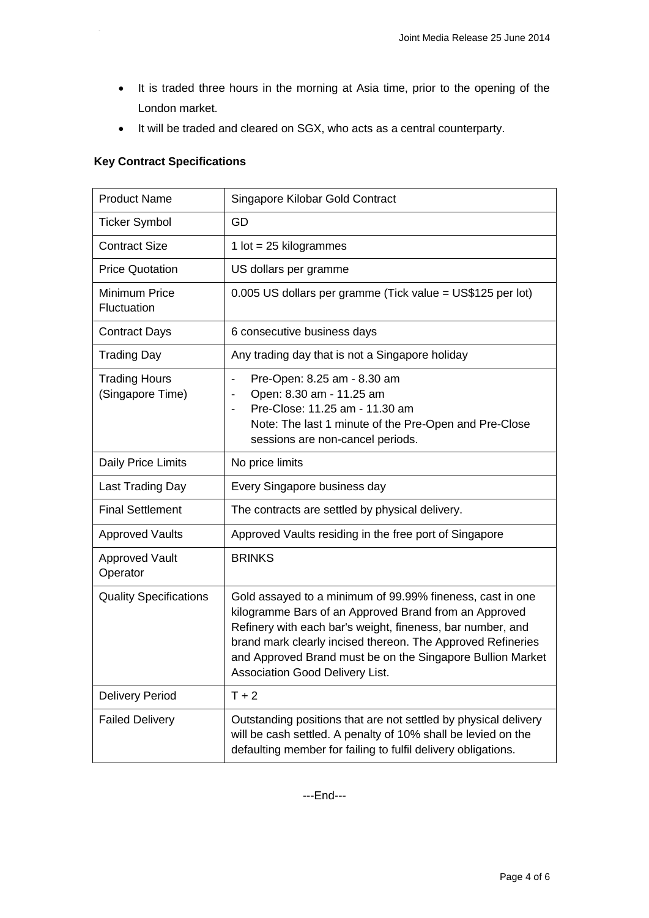- It is traded three hours in the morning at Asia time, prior to the opening of the London market.
- It will be traded and cleared on SGX, who acts as a central counterparty.

**Key Contract Specifications**

| Product Name | Singapore Kilobar Gold Contract |
|---|---|
| Ticker Symbol | GD |
| Contract Size | 1 lot = 25 kilogrammes |
| Price Quotation | US dollars per gramme |
| Minimum Price Fluctuation | 0.005 US dollars per gramme (Tick value = US$125 per lot) |
| Contract Days | 6 consecutive business days |
| Trading Day | Any trading day that is not a Singapore holiday |
| Trading Hours (Singapore Time) | - Pre-Open: 8.25 am - 8.30 am<br>- Open: 8.30 am - 11.25 am<br>- Pre-Close: 11.25 am - 11.30 am<br>Note: The last 1 minute of the Pre-Open and Pre-Close sessions are non-cancel periods. |
| Daily Price Limits | No price limits |
| Last Trading Day | Every Singapore business day |
| Final Settlement | The contracts are settled by physical delivery. |
| Approved Vaults | Approved Vaults residing in the free port of Singapore |
| Approved Vault Operator | BRINKS |
| Quality Specifications | Gold assayed to a minimum of 99.99% fineness, cast in one kilogramme Bars of an Approved Brand from an Approved Refinery with each bar's weight, fineness, bar number, and brand mark clearly incised thereon. The Approved Refineries and Approved Brand must be on the Singapore Bullion Market Association Good Delivery List. |
| Delivery Period | T + 2 |
| Failed Delivery | Outstanding positions that are not settled by physical delivery will be cash settled. A penalty of 10% shall be levied on the defaulting member for failing to fulfil delivery obligations. |

---End---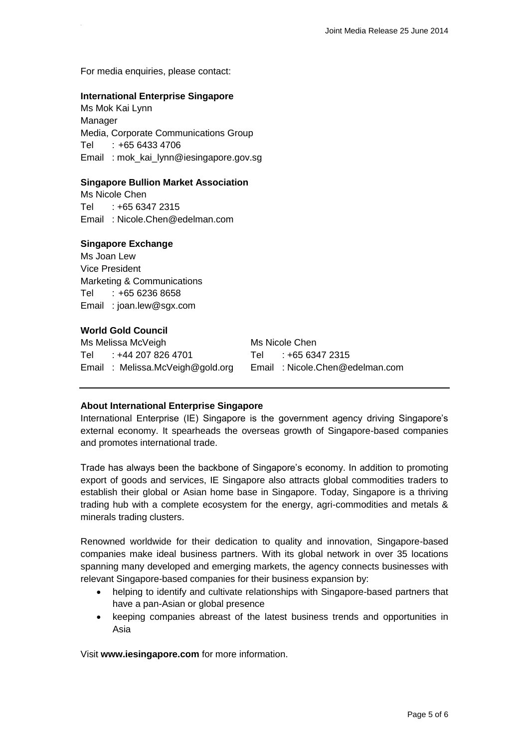For media enquiries, please contact:

**International Enterprise Singapore**
Ms Mok Kai Lynn
Manager
Media, Corporate Communications Group
Tel : +65 6433 4706
Email : mok_kai_lynn@iesingapore.gov.sg

**Singapore Bullion Market Association**
Ms Nicole Chen
Tel : +65 6347 2315
Email : Nicole.Chen@edelman.com

**Singapore Exchange**
Ms Joan Lew
Vice President
Marketing & Communications
Tel : +65 6236 8658
Email : joan.lew@sgx.com

**World Gold Council**

Ms Melissa McVeigh
Tel : +44 207 826 4701
Email : Melissa.McVeigh@gold.org

Ms Nicole Chen
Tel : +65 6347 2315
Email : Nicole.Chen@edelman.com

---

**About International Enterprise Singapore**

International Enterprise (IE) Singapore is the government agency driving Singapore's external economy. It spearheads the overseas growth of Singapore-based companies and promotes international trade.

Trade has always been the backbone of Singapore's economy. In addition to promoting export of goods and services, IE Singapore also attracts global commodities traders to establish their global or Asian home base in Singapore. Today, Singapore is a thriving trading hub with a complete ecosystem for the energy, agri-commodities and metals & minerals trading clusters.

Renowned worldwide for their dedication to quality and innovation, Singapore-based companies make ideal business partners. With its global network in over 35 locations spanning many developed and emerging markets, the agency connects businesses with relevant Singapore-based companies for their business expansion by:

- helping to identify and cultivate relationships with Singapore-based partners that have a pan-Asian or global presence
- keeping companies abreast of the latest business trends and opportunities in Asia

Visit **www.iesingapore.com** for more information.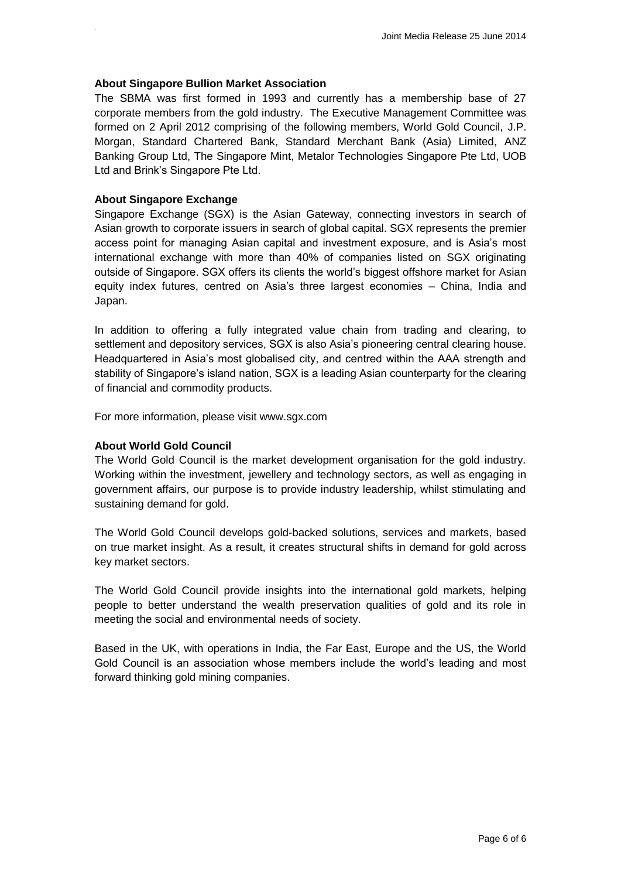**About Singapore Bullion Market Association**

The SBMA was first formed in 1993 and currently has a membership base of 27 corporate members from the gold industry. The Executive Management Committee was formed on 2 April 2012 comprising of the following members, World Gold Council, J.P. Morgan, Standard Chartered Bank, Standard Merchant Bank (Asia) Limited, ANZ Banking Group Ltd, The Singapore Mint, Metalor Technologies Singapore Pte Ltd, UOB Ltd and Brink's Singapore Pte Ltd.

**About Singapore Exchange**

Singapore Exchange (SGX) is the Asian Gateway, connecting investors in search of Asian growth to corporate issuers in search of global capital. SGX represents the premier access point for managing Asian capital and investment exposure, and is Asia's most international exchange with more than 40% of companies listed on SGX originating outside of Singapore. SGX offers its clients the world's biggest offshore market for Asian equity index futures, centred on Asia's three largest economies – China, India and Japan.

In addition to offering a fully integrated value chain from trading and clearing, to settlement and depository services, SGX is also Asia's pioneering central clearing house. Headquartered in Asia's most globalised city, and centred within the AAA strength and stability of Singapore's island nation, SGX is a leading Asian counterparty for the clearing of financial and commodity products.

For more information, please visit www.sgx.com

**About World Gold Council**

The World Gold Council is the market development organisation for the gold industry. Working within the investment, jewellery and technology sectors, as well as engaging in government affairs, our purpose is to provide industry leadership, whilst stimulating and sustaining demand for gold.

The World Gold Council develops gold-backed solutions, services and markets, based on true market insight. As a result, it creates structural shifts in demand for gold across key market sectors.

The World Gold Council provide insights into the international gold markets, helping people to better understand the wealth preservation qualities of gold and its role in meeting the social and environmental needs of society.

Based in the UK, with operations in India, the Far East, Europe and the US, the World Gold Council is an association whose members include the world's leading and most forward thinking gold mining companies.